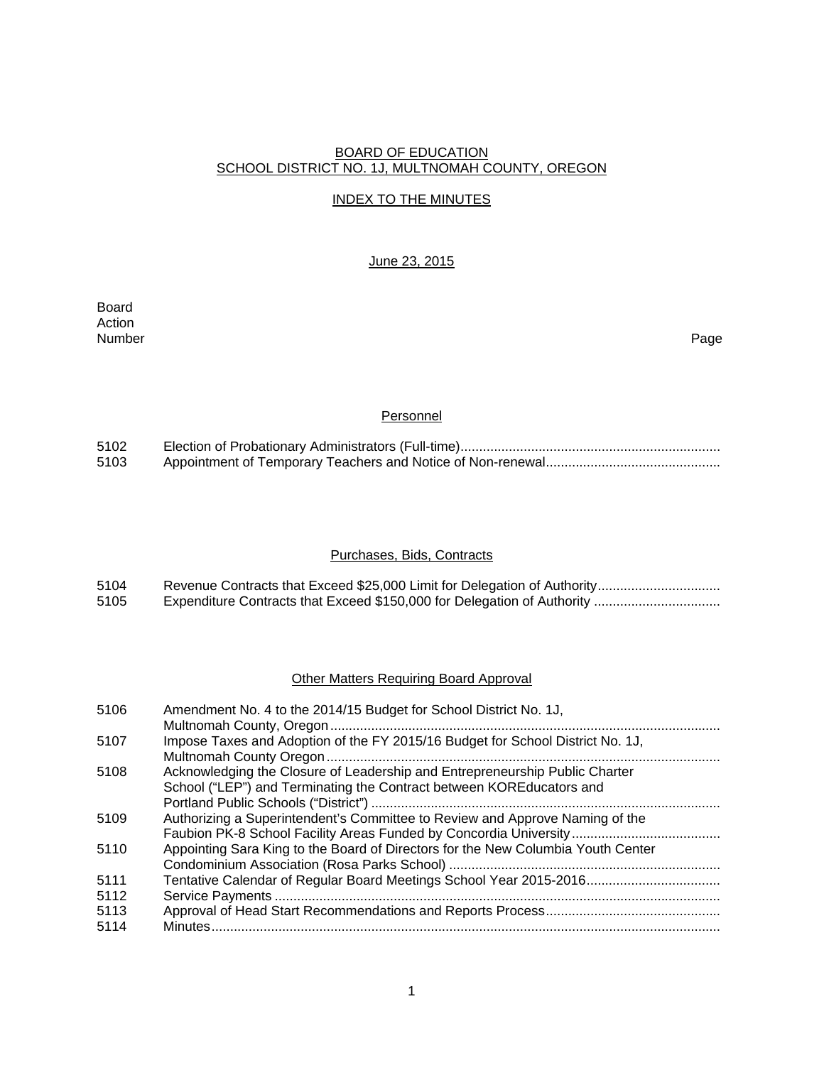# BOARD OF EDUCATION
# SCHOOL DISTRICT NO. 1J, MULTNOMAH COUNTY, OREGON

## INDEX TO THE MINUTES

June 23, 2015

| Board Action Number | | Page |
|---|---|---|

### Personnel

| | | |
|---|---|---|
| 5102 | Election of Probationary Administrators (Full-time) | |
| 5103 | Appointment of Temporary Teachers and Notice of Non-renewal | |

### Purchases, Bids, Contracts

| | | |
|---|---|---|
| 5104 | Revenue Contracts that Exceed $25,000 Limit for Delegation of Authority | |
| 5105 | Expenditure Contracts that Exceed $150,000 for Delegation of Authority | |

### Other Matters Requiring Board Approval

| | | |
|---|---|---|
| 5106 | Amendment No. 4 to the 2014/15 Budget for School District No. 1J, Multnomah County, Oregon | |
| 5107 | Impose Taxes and Adoption of the FY 2015/16 Budget for School District No. 1J, Multnomah County Oregon | |
| 5108 | Acknowledging the Closure of Leadership and Entrepreneurship Public Charter School ("LEP") and Terminating the Contract between KOREducators and Portland Public Schools ("District") | |
| 5109 | Authorizing a Superintendent's Committee to Review and Approve Naming of the Faubion PK-8 School Facility Areas Funded by Concordia University | |
| 5110 | Appointing Sara King to the Board of Directors for the New Columbia Youth Center Condominium Association (Rosa Parks School) | |
| 5111 | Tentative Calendar of Regular Board Meetings School Year 2015-2016 | |
| 5112 | Service Payments | |
| 5113 | Approval of Head Start Recommendations and Reports Process | |
| 5114 | Minutes | |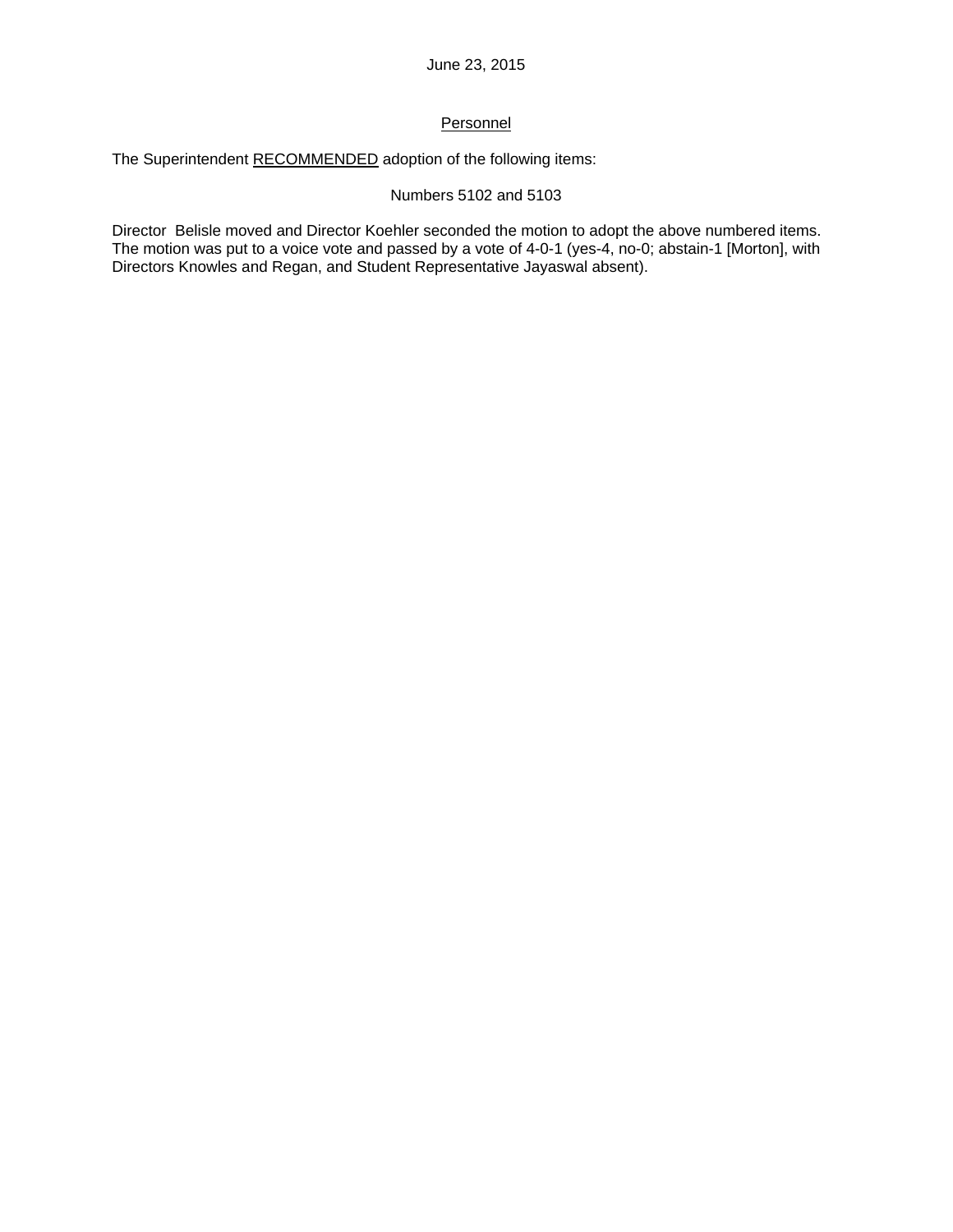June 23, 2015

Personnel

The Superintendent RECOMMENDED adoption of the following items:

Numbers 5102 and 5103

Director Belisle moved and Director Koehler seconded the motion to adopt the above numbered items. The motion was put to a voice vote and passed by a vote of 4-0-1 (yes-4, no-0; abstain-1 [Morton], with Directors Knowles and Regan, and Student Representative Jayaswal absent).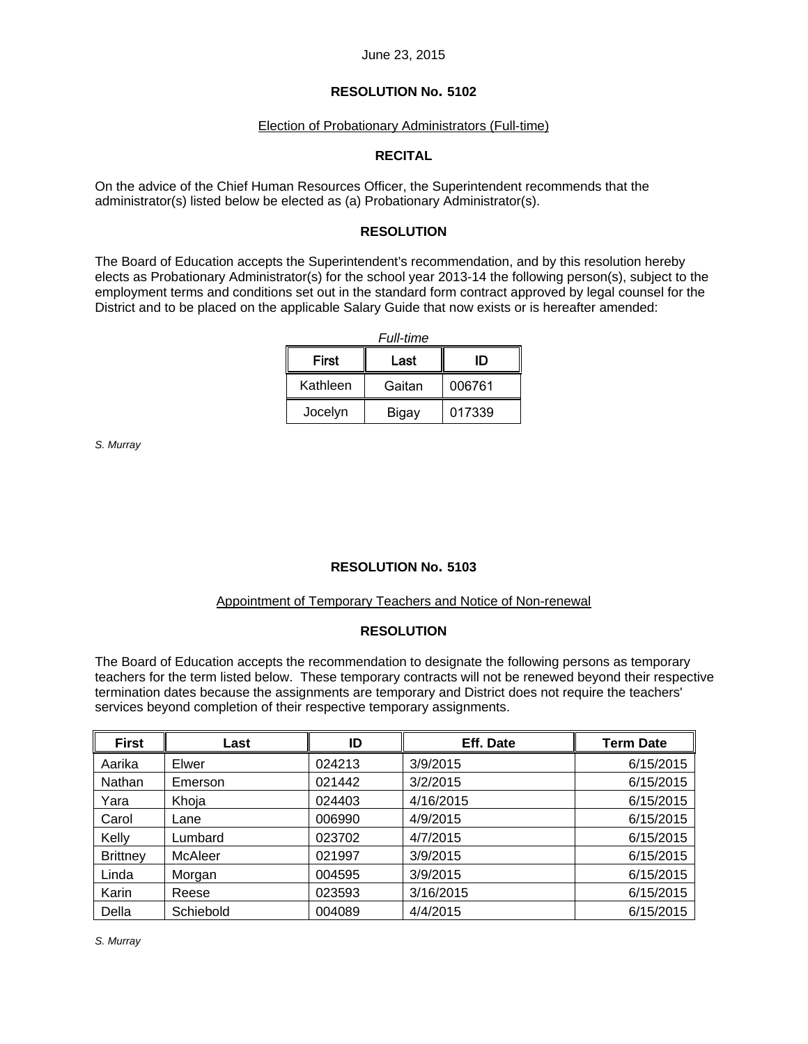June 23, 2015

## RESOLUTION No. 5102

Election of Probationary Administrators (Full-time)

### RECITAL

On the advice of the Chief Human Resources Officer, the Superintendent recommends that the administrator(s) listed below be elected as (a) Probationary Administrator(s).

### RESOLUTION

The Board of Education accepts the Superintendent's recommendation, and by this resolution hereby elects as Probationary Administrator(s) for the school year 2013-14 the following person(s), subject to the employment terms and conditions set out in the standard form contract approved by legal counsel for the District and to be placed on the applicable Salary Guide that now exists or is hereafter amended:

*Full-time*

| First | Last | ID |
|---|---|---|
| Kathleen | Gaitan | 006761 |
| Jocelyn | Bigay | 017339 |

*S. Murray*

## RESOLUTION No. 5103

Appointment of Temporary Teachers and Notice of Non-renewal

### RESOLUTION

The Board of Education accepts the recommendation to designate the following persons as temporary teachers for the term listed below. These temporary contracts will not be renewed beyond their respective termination dates because the assignments are temporary and District does not require the teachers' services beyond completion of their respective temporary assignments.

| First | Last | ID | Eff. Date | Term Date |
|---|---|---|---|---|
| Aarika | Elwer | 024213 | 3/9/2015 | 6/15/2015 |
| Nathan | Emerson | 021442 | 3/2/2015 | 6/15/2015 |
| Yara | Khoja | 024403 | 4/16/2015 | 6/15/2015 |
| Carol | Lane | 006990 | 4/9/2015 | 6/15/2015 |
| Kelly | Lumbard | 023702 | 4/7/2015 | 6/15/2015 |
| Brittney | McAleer | 021997 | 3/9/2015 | 6/15/2015 |
| Linda | Morgan | 004595 | 3/9/2015 | 6/15/2015 |
| Karin | Reese | 023593 | 3/16/2015 | 6/15/2015 |
| Della | Schiebold | 004089 | 4/4/2015 | 6/15/2015 |

*S. Murray*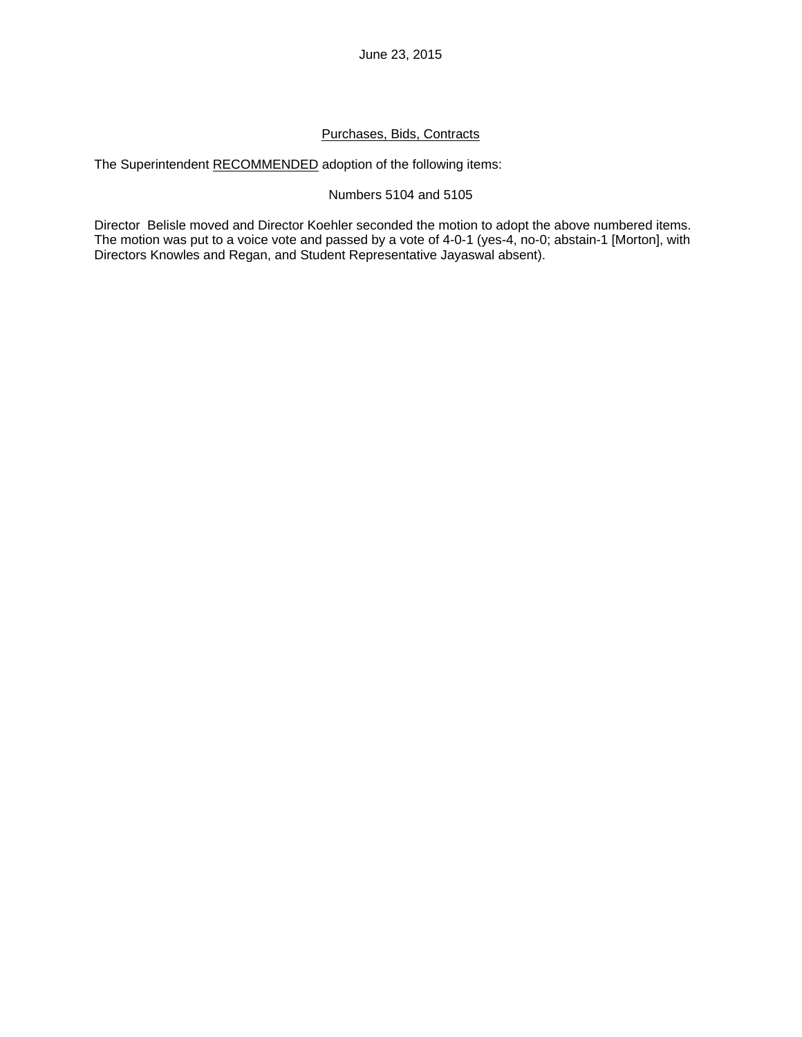June 23, 2015

## Purchases, Bids, Contracts

The Superintendent RECOMMENDED adoption of the following items:

Numbers 5104 and 5105

Director Belisle moved and Director Koehler seconded the motion to adopt the above numbered items. The motion was put to a voice vote and passed by a vote of 4-0-1 (yes-4, no-0; abstain-1 [Morton], with Directors Knowles and Regan, and Student Representative Jayaswal absent).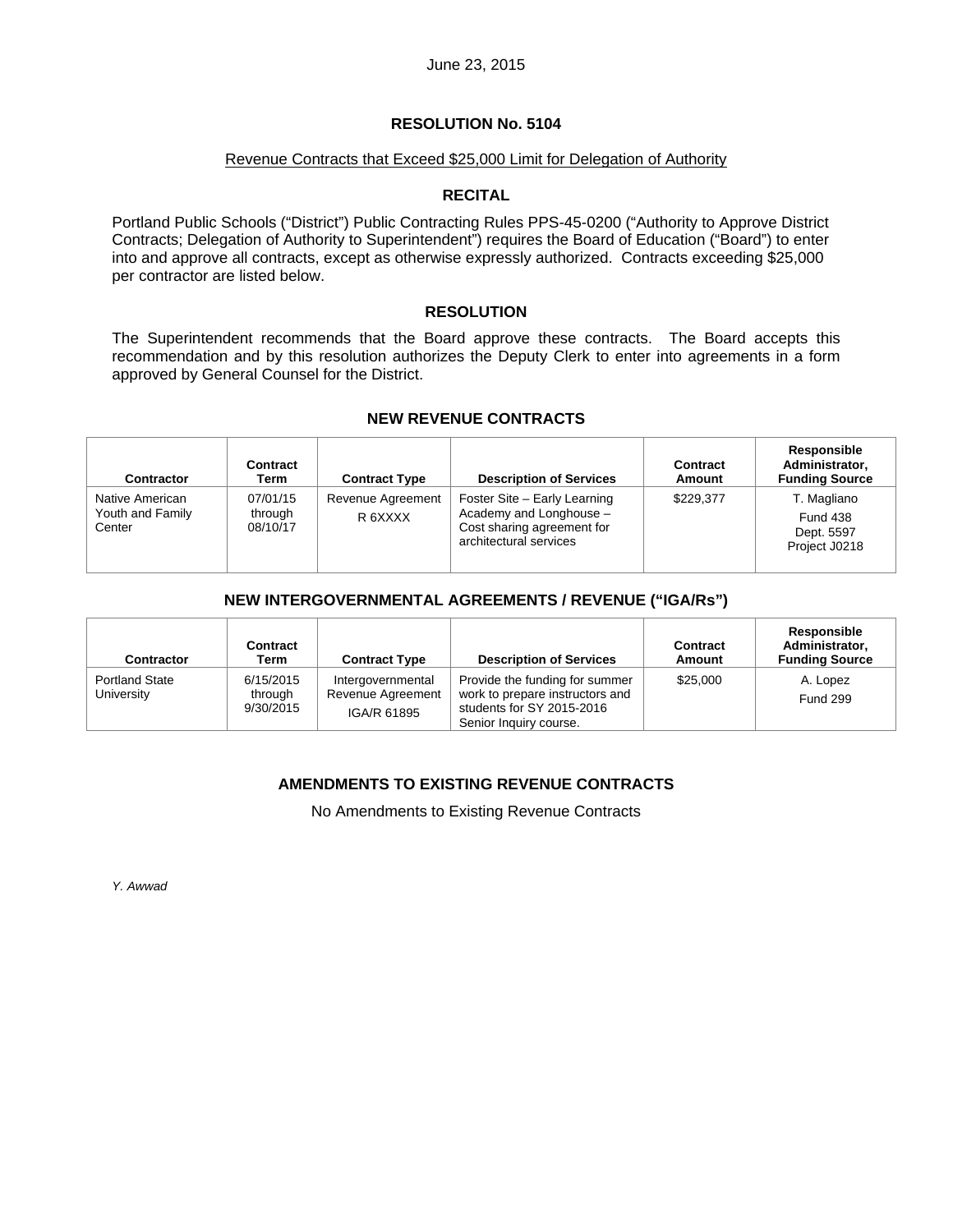June 23, 2015

# RESOLUTION No. 5104

Revenue Contracts that Exceed $25,000 Limit for Delegation of Authority

## RECITAL

Portland Public Schools ("District") Public Contracting Rules PPS-45-0200 ("Authority to Approve District Contracts; Delegation of Authority to Superintendent") requires the Board of Education ("Board") to enter into and approve all contracts, except as otherwise expressly authorized. Contracts exceeding $25,000 per contractor are listed below.

## RESOLUTION

The Superintendent recommends that the Board approve these contracts. The Board accepts this recommendation and by this resolution authorizes the Deputy Clerk to enter into agreements in a form approved by General Counsel for the District.

### NEW REVENUE CONTRACTS

| Contractor | Contract Term | Contract Type | Description of Services | Contract Amount | Responsible Administrator, Funding Source |
|---|---|---|---|---|---|
| Native American Youth and Family Center | 07/01/15 through 08/10/17 | Revenue Agreement R 6XXXX | Foster Site – Early Learning Academy and Longhouse – Cost sharing agreement for architectural services | $229,377 | T. Magliano Fund 438 Dept. 5597 Project J0218 |

### NEW INTERGOVERNMENTAL AGREEMENTS / REVENUE ("IGA/Rs")

| Contractor | Contract Term | Contract Type | Description of Services | Contract Amount | Responsible Administrator, Funding Source |
|---|---|---|---|---|---|
| Portland State University | 6/15/2015 through 9/30/2015 | Intergovernmental Revenue Agreement IGA/R 61895 | Provide the funding for summer work to prepare instructors and students for SY 2015-2016 Senior Inquiry course. | $25,000 | A. Lopez Fund 299 |

### AMENDMENTS TO EXISTING REVENUE CONTRACTS

No Amendments to Existing Revenue Contracts

*Y. Awwad*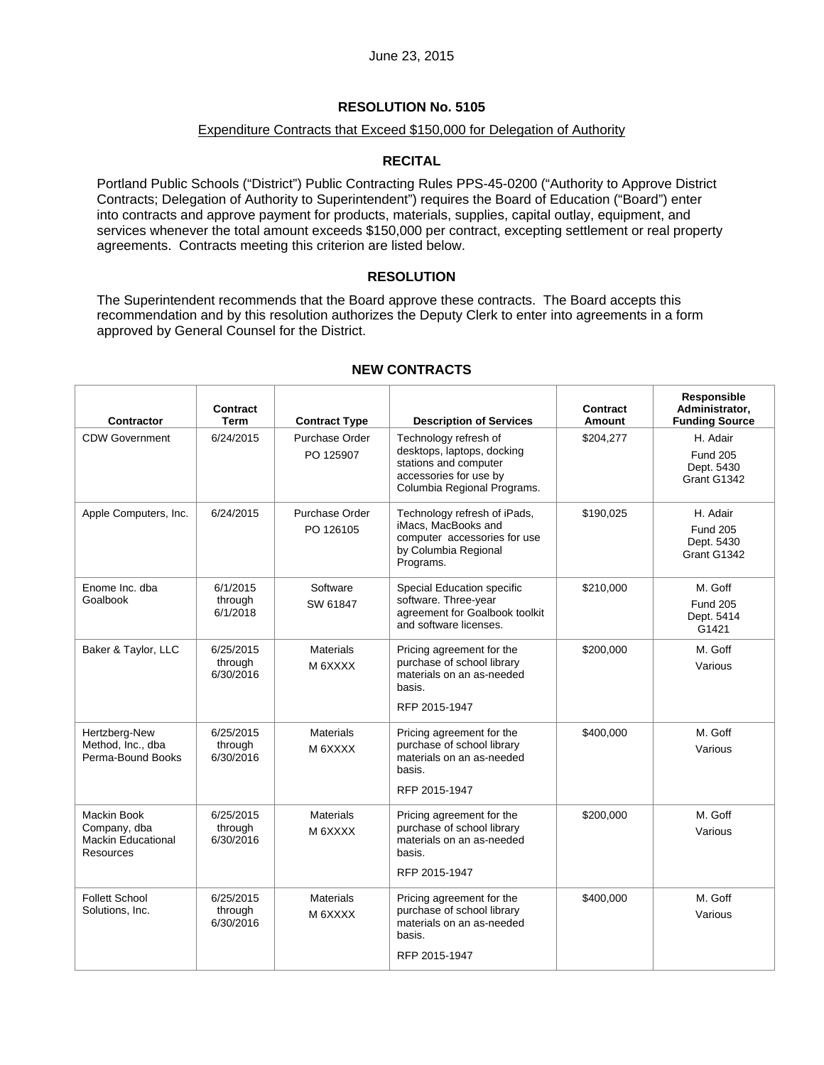June 23, 2015

## RESOLUTION No. 5105

Expenditure Contracts that Exceed $150,000 for Delegation of Authority

### RECITAL

Portland Public Schools ("District") Public Contracting Rules PPS-45-0200 ("Authority to Approve District Contracts; Delegation of Authority to Superintendent") requires the Board of Education ("Board") enter into contracts and approve payment for products, materials, supplies, capital outlay, equipment, and services whenever the total amount exceeds $150,000 per contract, excepting settlement or real property agreements. Contracts meeting this criterion are listed below.

### RESOLUTION

The Superintendent recommends that the Board approve these contracts. The Board accepts this recommendation and by this resolution authorizes the Deputy Clerk to enter into agreements in a form approved by General Counsel for the District.

### NEW CONTRACTS

| Contractor | Contract Term | Contract Type | Description of Services | Contract Amount | Responsible Administrator, Funding Source |
|---|---|---|---|---|---|
| CDW Government | 6/24/2015 | Purchase Order PO 125907 | Technology refresh of desktops, laptops, docking stations and computer accessories for use by Columbia Regional Programs. | $204,277 | H. Adair Fund 205 Dept. 5430 Grant G1342 |
| Apple Computers, Inc. | 6/24/2015 | Purchase Order PO 126105 | Technology refresh of iPads, iMacs, MacBooks and computer accessories for use by Columbia Regional Programs. | $190,025 | H. Adair Fund 205 Dept. 5430 Grant G1342 |
| Enome Inc. dba Goalbook | 6/1/2015 through 6/1/2018 | Software SW 61847 | Special Education specific software. Three-year agreement for Goalbook toolkit and software licenses. | $210,000 | M. Goff Fund 205 Dept. 5414 G1421 |
| Baker & Taylor, LLC | 6/25/2015 through 6/30/2016 | Materials M 6XXXX | Pricing agreement for the purchase of school library materials on an as-needed basis. RFP 2015-1947 | $200,000 | M. Goff Various |
| Hertzberg-New Method, Inc., dba Perma-Bound Books | 6/25/2015 through 6/30/2016 | Materials M 6XXXX | Pricing agreement for the purchase of school library materials on an as-needed basis. RFP 2015-1947 | $400,000 | M. Goff Various |
| Mackin Book Company, dba Mackin Educational Resources | 6/25/2015 through 6/30/2016 | Materials M 6XXXX | Pricing agreement for the purchase of school library materials on an as-needed basis. RFP 2015-1947 | $200,000 | M. Goff Various |
| Follett School Solutions, Inc. | 6/25/2015 through 6/30/2016 | Materials M 6XXXX | Pricing agreement for the purchase of school library materials on an as-needed basis. RFP 2015-1947 | $400,000 | M. Goff Various |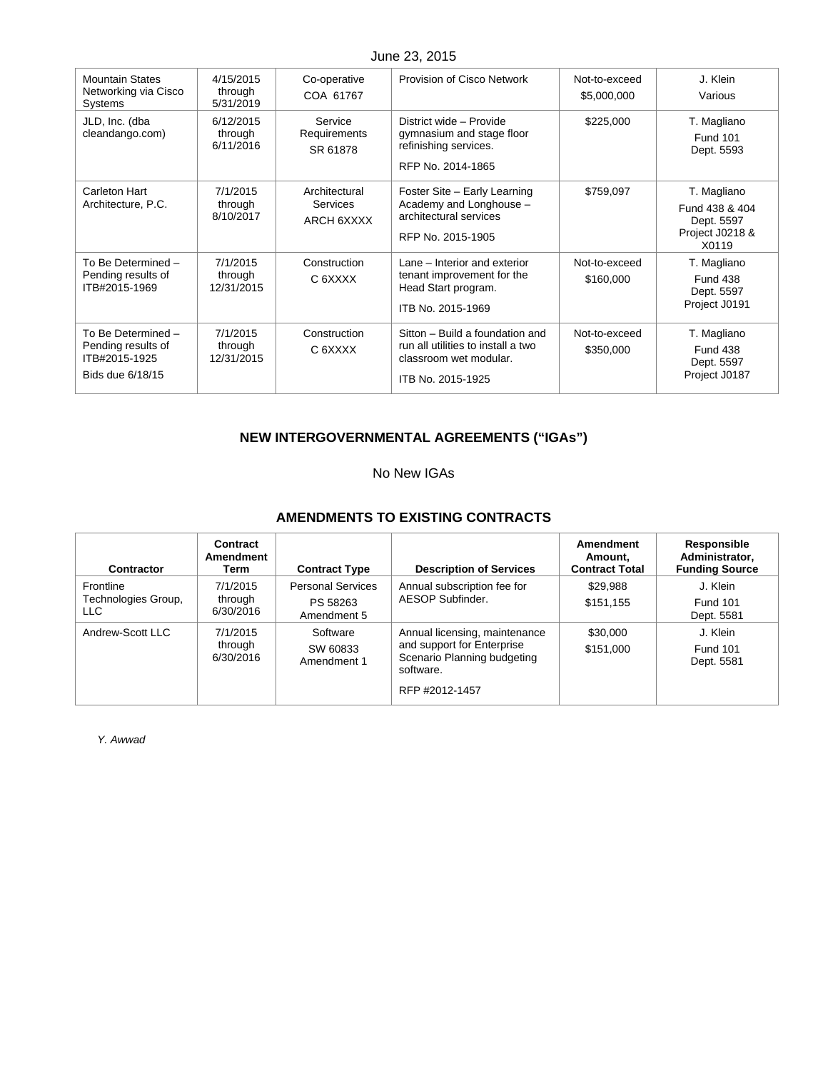| | | | | | |
|---|---|---|---|---|---|
| Mountain States Networking via Cisco Systems | 4/15/2015 through 5/31/2019 | Co-operative COA 61767 | Provision of Cisco Network | Not-to-exceed $5,000,000 | J. Klein Various |
| JLD, Inc. (dba cleandango.com) | 6/12/2015 through 6/11/2016 | Service Requirements SR 61878 | District wide – Provide gymnasium and stage floor refinishing services. RFP No. 2014-1865 | $225,000 | T. Magliano Fund 101 Dept. 5593 |
| Carleton Hart Architecture, P.C. | 7/1/2015 through 8/10/2017 | Architectural Services ARCH 6XXXX | Foster Site – Early Learning Academy and Longhouse – architectural services RFP No. 2015-1905 | $759,097 | T. Magliano Fund 438 & 404 Dept. 5597 Project J0218 & X0119 |
| To Be Determined – Pending results of ITB#2015-1969 | 7/1/2015 through 12/31/2015 | Construction C 6XXXX | Lane – Interior and exterior tenant improvement for the Head Start program. ITB No. 2015-1969 | Not-to-exceed $160,000 | T. Magliano Fund 438 Dept. 5597 Project J0191 |
| To Be Determined – Pending results of ITB#2015-1925 Bids due 6/18/15 | 7/1/2015 through 12/31/2015 | Construction C 6XXXX | Sitton – Build a foundation and run all utilities to install a two classroom wet modular. ITB No. 2015-1925 | Not-to-exceed $350,000 | T. Magliano Fund 438 Dept. 5597 Project J0187 |

## NEW INTERGOVERNMENTAL AGREEMENTS ("IGAs")

No New IGAs

## AMENDMENTS TO EXISTING CONTRACTS

| Contractor | Contract Amendment Term | Contract Type | Description of Services | Amendment Amount, Contract Total | Responsible Administrator, Funding Source |
|---|---|---|---|---|---|
| Frontline Technologies Group, LLC | 7/1/2015 through 6/30/2016 | Personal Services PS 58263 Amendment 5 | Annual subscription fee for AESOP Subfinder. | $29,988 $151,155 | J. Klein Fund 101 Dept. 5581 |
| Andrew-Scott LLC | 7/1/2015 through 6/30/2016 | Software SW 60833 Amendment 1 | Annual licensing, maintenance and support for Enterprise Scenario Planning budgeting software. RFP #2012-1457 | $30,000 $151,000 | J. Klein Fund 101 Dept. 5581 |

*Y. Awwad*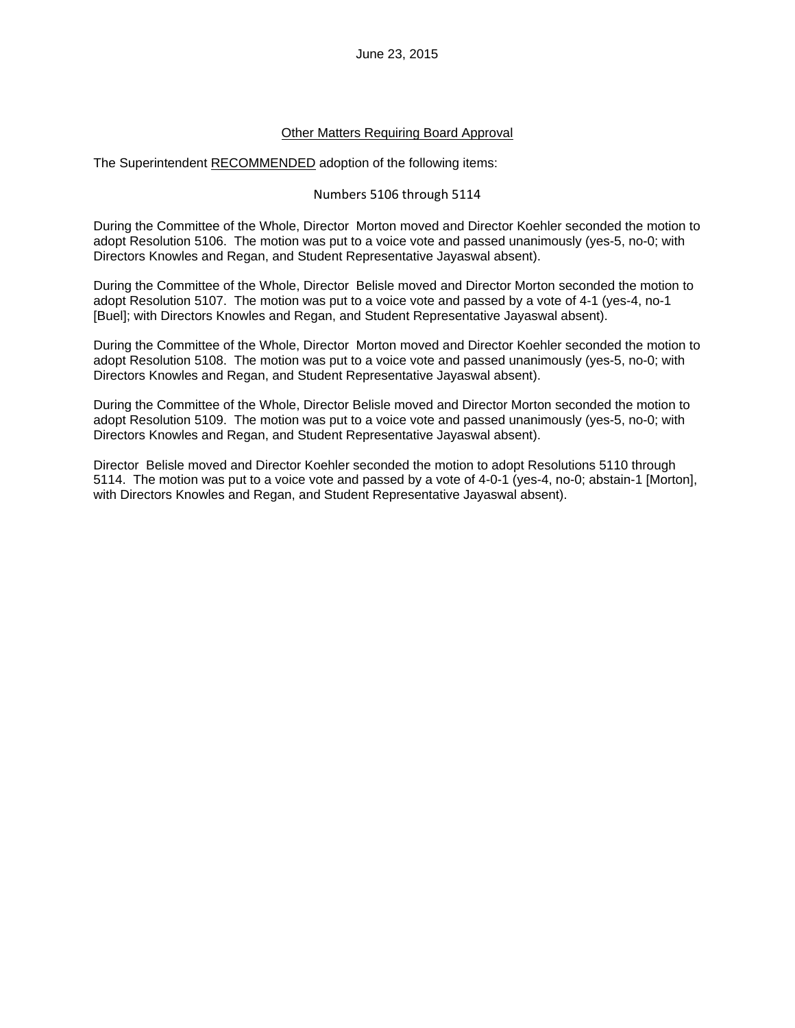June 23, 2015

## Other Matters Requiring Board Approval

The Superintendent RECOMMENDED adoption of the following items:

Numbers 5106 through 5114

During the Committee of the Whole, Director Morton moved and Director Koehler seconded the motion to adopt Resolution 5106. The motion was put to a voice vote and passed unanimously (yes-5, no-0; with Directors Knowles and Regan, and Student Representative Jayaswal absent).

During the Committee of the Whole, Director Belisle moved and Director Morton seconded the motion to adopt Resolution 5107. The motion was put to a voice vote and passed by a vote of 4-1 (yes-4, no-1 [Buel]; with Directors Knowles and Regan, and Student Representative Jayaswal absent).

During the Committee of the Whole, Director Morton moved and Director Koehler seconded the motion to adopt Resolution 5108. The motion was put to a voice vote and passed unanimously (yes-5, no-0; with Directors Knowles and Regan, and Student Representative Jayaswal absent).

During the Committee of the Whole, Director Belisle moved and Director Morton seconded the motion to adopt Resolution 5109. The motion was put to a voice vote and passed unanimously (yes-5, no-0; with Directors Knowles and Regan, and Student Representative Jayaswal absent).

Director Belisle moved and Director Koehler seconded the motion to adopt Resolutions 5110 through 5114. The motion was put to a voice vote and passed by a vote of 4-0-1 (yes-4, no-0; abstain-1 [Morton], with Directors Knowles and Regan, and Student Representative Jayaswal absent).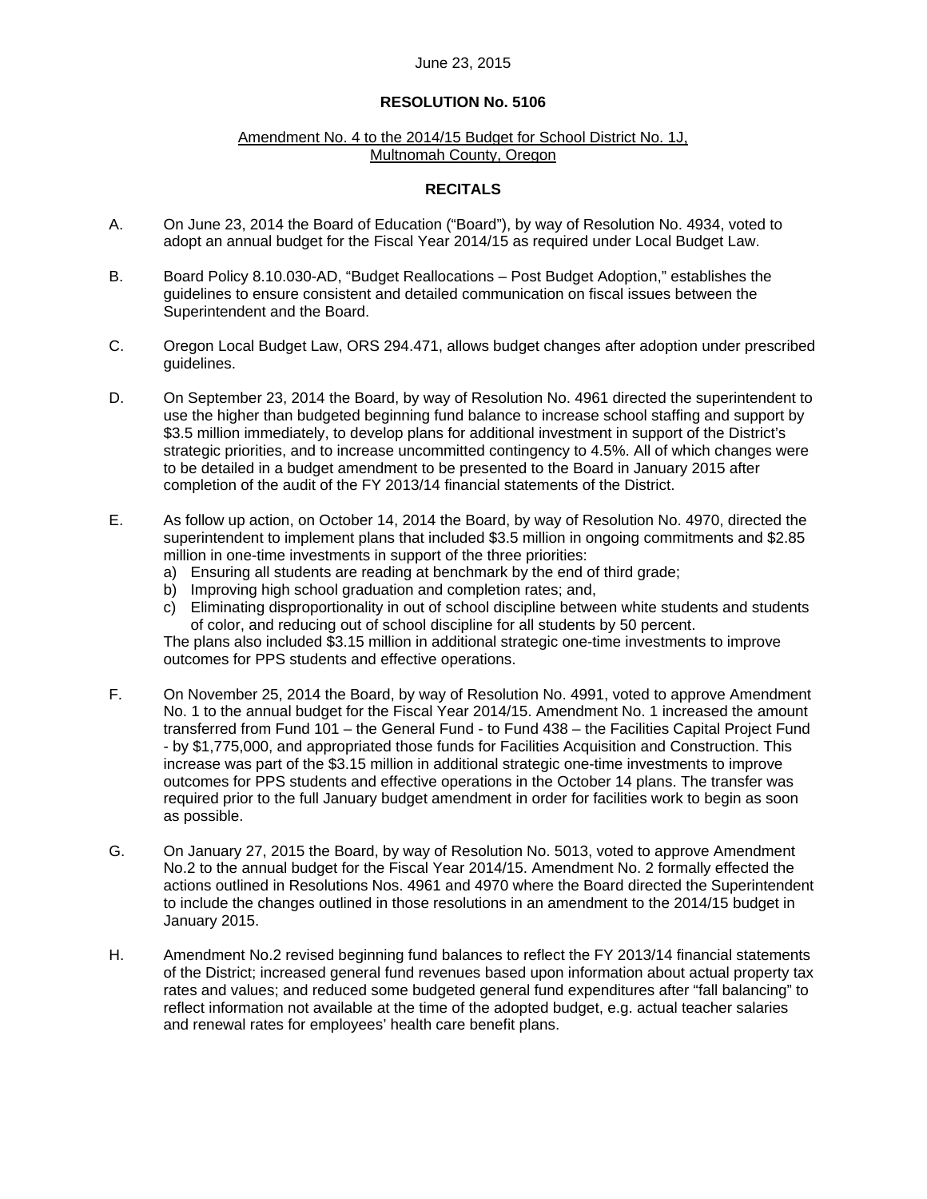June 23, 2015

**RESOLUTION No. 5106**

Amendment No. 4 to the 2014/15 Budget for School District No. 1J, Multnomah County, Oregon

**RECITALS**

A. On June 23, 2014 the Board of Education ("Board"), by way of Resolution No. 4934, voted to adopt an annual budget for the Fiscal Year 2014/15 as required under Local Budget Law.

B. Board Policy 8.10.030-AD, "Budget Reallocations – Post Budget Adoption," establishes the guidelines to ensure consistent and detailed communication on fiscal issues between the Superintendent and the Board.

C. Oregon Local Budget Law, ORS 294.471, allows budget changes after adoption under prescribed guidelines.

D. On September 23, 2014 the Board, by way of Resolution No. 4961 directed the superintendent to use the higher than budgeted beginning fund balance to increase school staffing and support by $3.5 million immediately, to develop plans for additional investment in support of the District's strategic priorities, and to increase uncommitted contingency to 4.5%. All of which changes were to be detailed in a budget amendment to be presented to the Board in January 2015 after completion of the audit of the FY 2013/14 financial statements of the District.

E. As follow up action, on October 14, 2014 the Board, by way of Resolution No. 4970, directed the superintendent to implement plans that included $3.5 million in ongoing commitments and $2.85 million in one-time investments in support of the three priorities:
   a) Ensuring all students are reading at benchmark by the end of third grade;
   b) Improving high school graduation and completion rates; and,
   c) Eliminating disproportionality in out of school discipline between white students and students of color, and reducing out of school discipline for all students by 50 percent.

   The plans also included $3.15 million in additional strategic one-time investments to improve outcomes for PPS students and effective operations.

F. On November 25, 2014 the Board, by way of Resolution No. 4991, voted to approve Amendment No. 1 to the annual budget for the Fiscal Year 2014/15. Amendment No. 1 increased the amount transferred from Fund 101 – the General Fund - to Fund 438 – the Facilities Capital Project Fund - by $1,775,000, and appropriated those funds for Facilities Acquisition and Construction. This increase was part of the $3.15 million in additional strategic one-time investments to improve outcomes for PPS students and effective operations in the October 14 plans. The transfer was required prior to the full January budget amendment in order for facilities work to begin as soon as possible.

G. On January 27, 2015 the Board, by way of Resolution No. 5013, voted to approve Amendment No.2 to the annual budget for the Fiscal Year 2014/15. Amendment No. 2 formally effected the actions outlined in Resolutions Nos. 4961 and 4970 where the Board directed the Superintendent to include the changes outlined in those resolutions in an amendment to the 2014/15 budget in January 2015.

H. Amendment No.2 revised beginning fund balances to reflect the FY 2013/14 financial statements of the District; increased general fund revenues based upon information about actual property tax rates and values; and reduced some budgeted general fund expenditures after "fall balancing" to reflect information not available at the time of the adopted budget, e.g. actual teacher salaries and renewal rates for employees' health care benefit plans.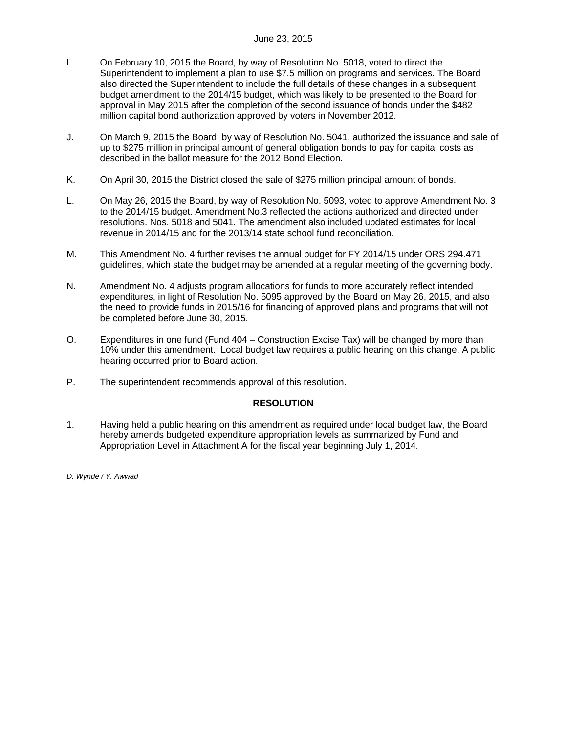June 23, 2015

I. On February 10, 2015 the Board, by way of Resolution No. 5018, voted to direct the Superintendent to implement a plan to use $7.5 million on programs and services. The Board also directed the Superintendent to include the full details of these changes in a subsequent budget amendment to the 2014/15 budget, which was likely to be presented to the Board for approval in May 2015 after the completion of the second issuance of bonds under the $482 million capital bond authorization approved by voters in November 2012.

J. On March 9, 2015 the Board, by way of Resolution No. 5041, authorized the issuance and sale of up to $275 million in principal amount of general obligation bonds to pay for capital costs as described in the ballot measure for the 2012 Bond Election.

K. On April 30, 2015 the District closed the sale of $275 million principal amount of bonds.

L. On May 26, 2015 the Board, by way of Resolution No. 5093, voted to approve Amendment No. 3 to the 2014/15 budget. Amendment No.3 reflected the actions authorized and directed under resolutions. Nos. 5018 and 5041. The amendment also included updated estimates for local revenue in 2014/15 and for the 2013/14 state school fund reconciliation.

M. This Amendment No. 4 further revises the annual budget for FY 2014/15 under ORS 294.471 guidelines, which state the budget may be amended at a regular meeting of the governing body.

N. Amendment No. 4 adjusts program allocations for funds to more accurately reflect intended expenditures, in light of Resolution No. 5095 approved by the Board on May 26, 2015, and also the need to provide funds in 2015/16 for financing of approved plans and programs that will not be completed before June 30, 2015.

O. Expenditures in one fund (Fund 404 – Construction Excise Tax) will be changed by more than 10% under this amendment. Local budget law requires a public hearing on this change. A public hearing occurred prior to Board action.

P. The superintendent recommends approval of this resolution.

**RESOLUTION**

1. Having held a public hearing on this amendment as required under local budget law, the Board hereby amends budgeted expenditure appropriation levels as summarized by Fund and Appropriation Level in Attachment A for the fiscal year beginning July 1, 2014.

*D. Wynde / Y. Awwad*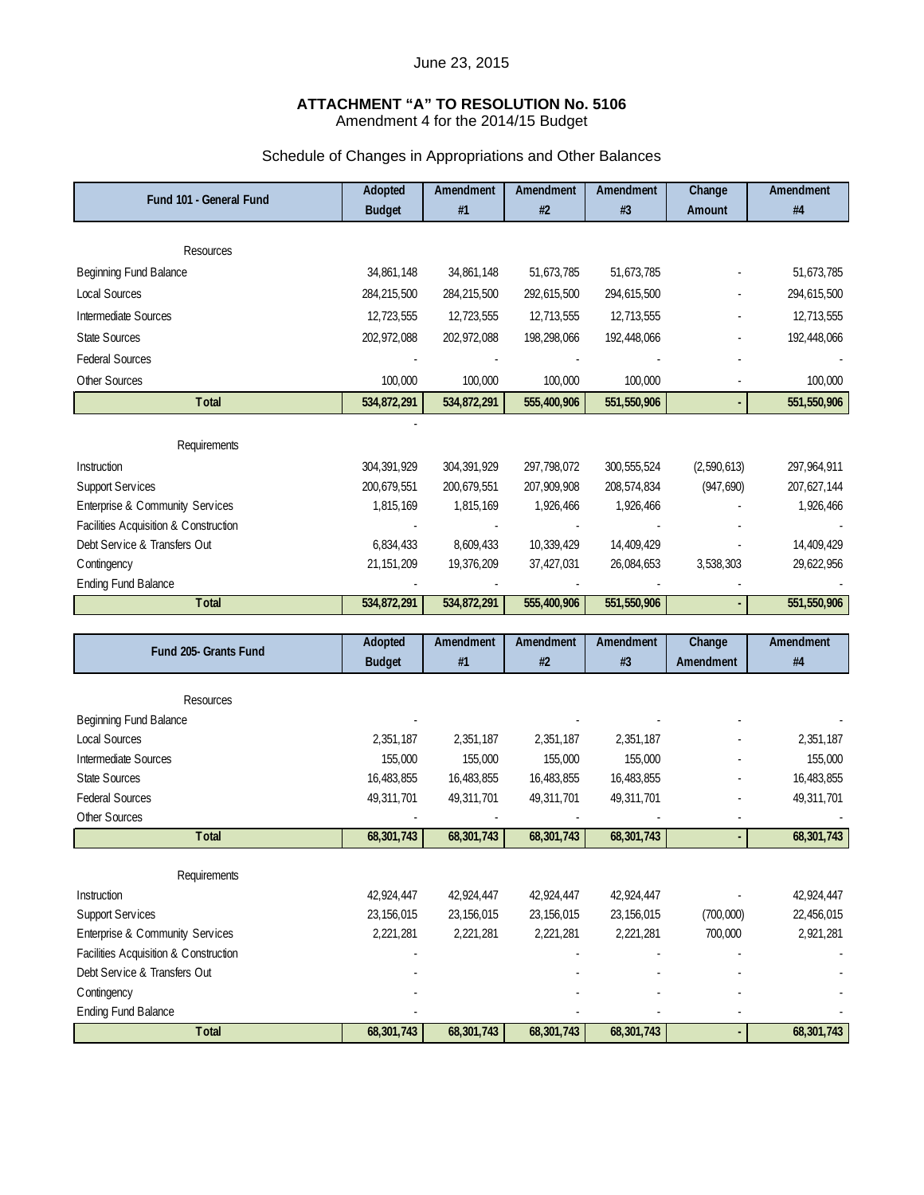June 23, 2015

**ATTACHMENT "A" TO RESOLUTION No. 5106**
Amendment 4 for the 2014/15 Budget

Schedule of Changes in Appropriations and Other Balances

| Fund 101 - General Fund | Adopted Budget | Amendment #1 | Amendment #2 | Amendment #3 | Change Amount | Amendment #4 |
|---|---|---|---|---|---|---|
| Resources | | | | | | |
| Beginning Fund Balance | 34,861,148 | 34,861,148 | 51,673,785 | 51,673,785 | - | 51,673,785 |
| Local Sources | 284,215,500 | 284,215,500 | 292,615,500 | 294,615,500 | - | 294,615,500 |
| Intermediate Sources | 12,723,555 | 12,723,555 | 12,713,555 | 12,713,555 | - | 12,713,555 |
| State Sources | 202,972,088 | 202,972,088 | 198,298,066 | 192,448,066 | - | 192,448,066 |
| Federal Sources | - | - | - | - | - | - |
| Other Sources | 100,000 | 100,000 | 100,000 | 100,000 | - | 100,000 |
| **Total** | **534,872,291** | **534,872,291** | **555,400,906** | **551,550,906** | **-** | **551,550,906** |
| | - | | | | | |
| Requirements | | | | | | |
| Instruction | 304,391,929 | 304,391,929 | 297,798,072 | 300,555,524 | (2,590,613) | 297,964,911 |
| Support Services | 200,679,551 | 200,679,551 | 207,909,908 | 208,574,834 | (947,690) | 207,627,144 |
| Enterprise & Community Services | 1,815,169 | 1,815,169 | 1,926,466 | 1,926,466 | - | 1,926,466 |
| Facilities Acquisition & Construction | - | - | - | - | - | - |
| Debt Service & Transfers Out | 6,834,433 | 8,609,433 | 10,339,429 | 14,409,429 | - | 14,409,429 |
| Contingency | 21,151,209 | 19,376,209 | 37,427,031 | 26,084,653 | 3,538,303 | 29,622,956 |
| Ending Fund Balance | - | - | - | - | - | - |
| **Total** | **534,872,291** | **534,872,291** | **555,400,906** | **551,550,906** | **-** | **551,550,906** |

| Fund 205- Grants Fund | Adopted Budget | Amendment #1 | Amendment #2 | Amendment #3 | Change Amendment | Amendment #4 |
|---|---|---|---|---|---|---|
| Resources | | | | | | |
| Beginning Fund Balance | - | | - | - | - | - |
| Local Sources | 2,351,187 | 2,351,187 | 2,351,187 | 2,351,187 | - | 2,351,187 |
| Intermediate Sources | 155,000 | 155,000 | 155,000 | 155,000 | - | 155,000 |
| State Sources | 16,483,855 | 16,483,855 | 16,483,855 | 16,483,855 | - | 16,483,855 |
| Federal Sources | 49,311,701 | 49,311,701 | 49,311,701 | 49,311,701 | - | 49,311,701 |
| Other Sources | - | - | - | - | - | - |
| **Total** | **68,301,743** | **68,301,743** | **68,301,743** | **68,301,743** | **-** | **68,301,743** |
| Requirements | | | | | | |
| Instruction | 42,924,447 | 42,924,447 | 42,924,447 | 42,924,447 | - | 42,924,447 |
| Support Services | 23,156,015 | 23,156,015 | 23,156,015 | 23,156,015 | (700,000) | 22,456,015 |
| Enterprise & Community Services | 2,221,281 | 2,221,281 | 2,221,281 | 2,221,281 | 700,000 | 2,921,281 |
| Facilities Acquisition & Construction | - | | - | - | - | - |
| Debt Service & Transfers Out | - | | - | - | - | - |
| Contingency | - | | - | - | - | - |
| Ending Fund Balance | - | | - | - | - | - |
| **Total** | **68,301,743** | **68,301,743** | **68,301,743** | **68,301,743** | **-** | **68,301,743** |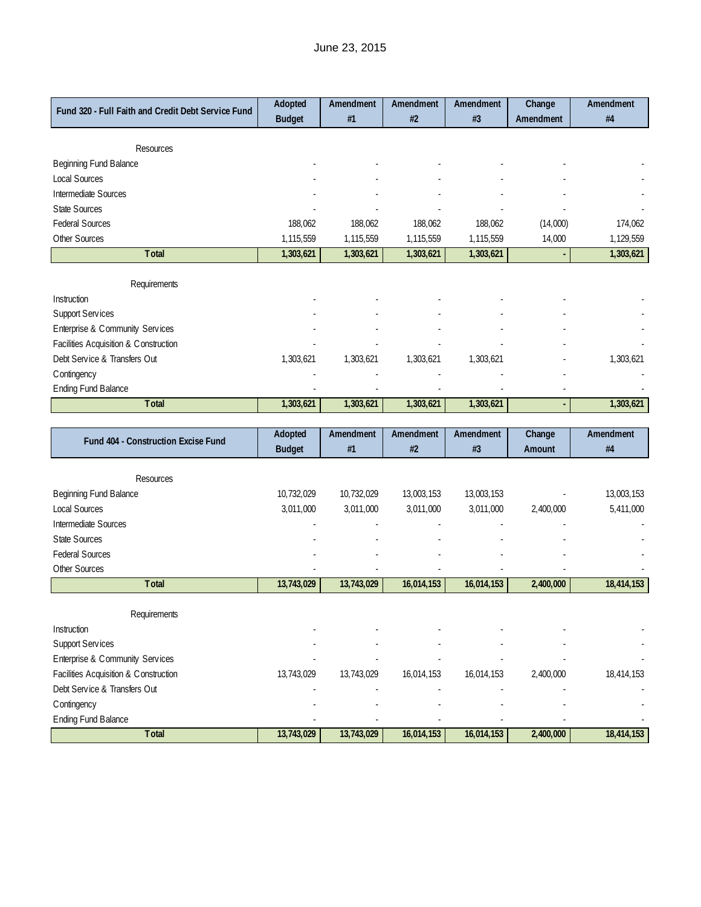June 23, 2015

| Fund 320 - Full Faith and Credit Debt Service Fund | Adopted Budget | Amendment #1 | Amendment #2 | Amendment #3 | Change Amendment | Amendment #4 |
|---|---|---|---|---|---|---|
| Resources | | | | | | |
| Beginning Fund Balance | - | - | - | - | - | - |
| Local Sources | - | - | - | - | - | - |
| Intermediate Sources | - | - | - | - | - | - |
| State Sources | - | - | - | - | - | - |
| Federal Sources | 188,062 | 188,062 | 188,062 | 188,062 | (14,000) | 174,062 |
| Other Sources | 1,115,559 | 1,115,559 | 1,115,559 | 1,115,559 | 14,000 | 1,129,559 |
| **Total** | **1,303,621** | **1,303,621** | **1,303,621** | **1,303,621** | **-** | **1,303,621** |
| Requirements | | | | | | |
| Instruction | - | - | - | - | - | - |
| Support Services | - | - | - | - | - | - |
| Enterprise & Community Services | - | - | - | - | - | - |
| Facilities Acquisition & Construction | - | - | - | - | - | - |
| Debt Service & Transfers Out | 1,303,621 | 1,303,621 | 1,303,621 | 1,303,621 | - | 1,303,621 |
| Contingency | - | - | - | - | - | - |
| Ending Fund Balance | - | - | - | - | - | - |
| **Total** | **1,303,621** | **1,303,621** | **1,303,621** | **1,303,621** | **-** | **1,303,621** |

| Fund 404 - Construction Excise Fund | Adopted Budget | Amendment #1 | Amendment #2 | Amendment #3 | Change Amount | Amendment #4 |
|---|---|---|---|---|---|---|
| Resources | | | | | | |
| Beginning Fund Balance | 10,732,029 | 10,732,029 | 13,003,153 | 13,003,153 | - | 13,003,153 |
| Local Sources | 3,011,000 | 3,011,000 | 3,011,000 | 3,011,000 | 2,400,000 | 5,411,000 |
| Intermediate Sources | - | - | - | - | - | - |
| State Sources | - | - | - | - | - | - |
| Federal Sources | - | - | - | - | - | - |
| Other Sources | - | - | - | - | - | - |
| **Total** | **13,743,029** | **13,743,029** | **16,014,153** | **16,014,153** | **2,400,000** | **18,414,153** |
| Requirements | | | | | | |
| Instruction | - | - | - | - | - | - |
| Support Services | - | - | - | - | - | - |
| Enterprise & Community Services | - | - | - | - | - | - |
| Facilities Acquisition & Construction | 13,743,029 | 13,743,029 | 16,014,153 | 16,014,153 | 2,400,000 | 18,414,153 |
| Debt Service & Transfers Out | - | - | - | - | - | - |
| Contingency | - | - | - | - | - | - |
| Ending Fund Balance | - | - | - | - | - | - |
| **Total** | **13,743,029** | **13,743,029** | **16,014,153** | **16,014,153** | **2,400,000** | **18,414,153** |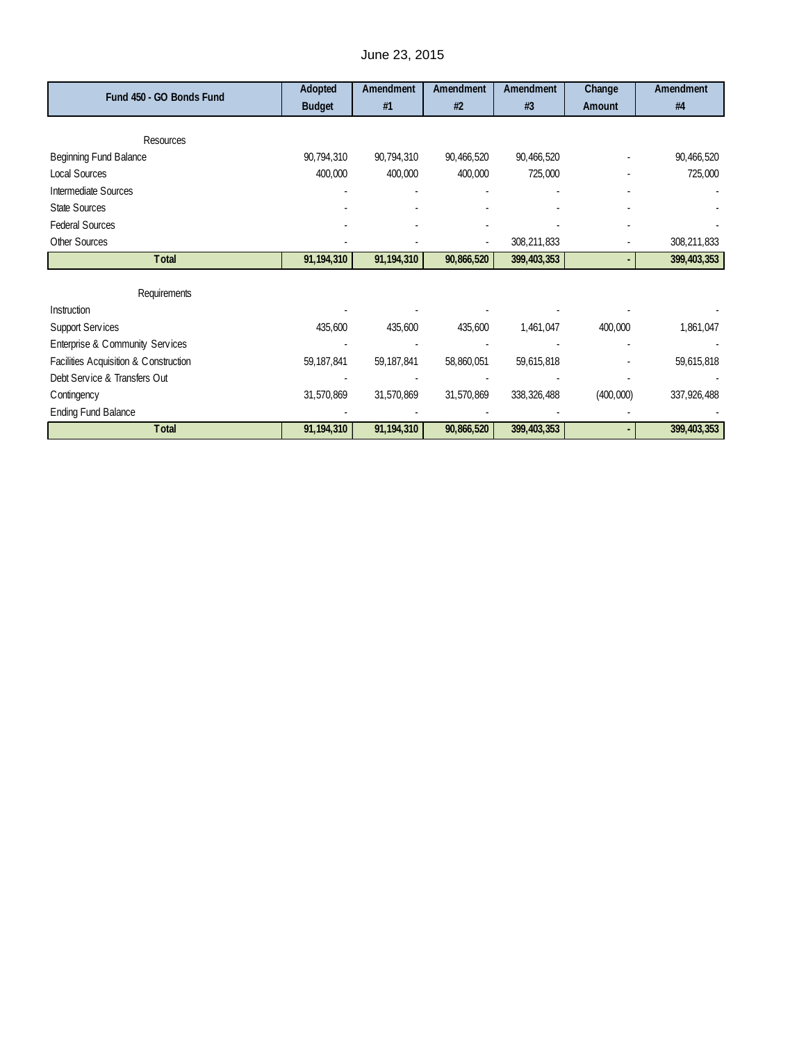June 23, 2015

| Fund 450 - GO Bonds Fund | Adopted Budget | Amendment #1 | Amendment #2 | Amendment #3 | Change Amount | Amendment #4 |
|---|---|---|---|---|---|---|
| Resources | | | | | | |
| Beginning Fund Balance | 90,794,310 | 90,794,310 | 90,466,520 | 90,466,520 | - | 90,466,520 |
| Local Sources | 400,000 | 400,000 | 400,000 | 725,000 | - | 725,000 |
| Intermediate Sources | - | - | - | - | - | - |
| State Sources | - | - | - | - | - | - |
| Federal Sources | - | - | - | - | - | - |
| Other Sources | - | - | - | 308,211,833 | - | 308,211,833 |
| **Total** | **91,194,310** | **91,194,310** | **90,866,520** | **399,403,353** | **-** | **399,403,353** |
| Requirements | | | | | | |
| Instruction | - | - | - | - | - | - |
| Support Services | 435,600 | 435,600 | 435,600 | 1,461,047 | 400,000 | 1,861,047 |
| Enterprise & Community Services | - | - | - | - | - | - |
| Facilities Acquisition & Construction | 59,187,841 | 59,187,841 | 58,860,051 | 59,615,818 | - | 59,615,818 |
| Debt Service & Transfers Out | - | - | - | - | - | - |
| Contingency | 31,570,869 | 31,570,869 | 31,570,869 | 338,326,488 | (400,000) | 337,926,488 |
| Ending Fund Balance | - | - | - | - | - | - |
| **Total** | **91,194,310** | **91,194,310** | **90,866,520** | **399,403,353** | **-** | **399,403,353** |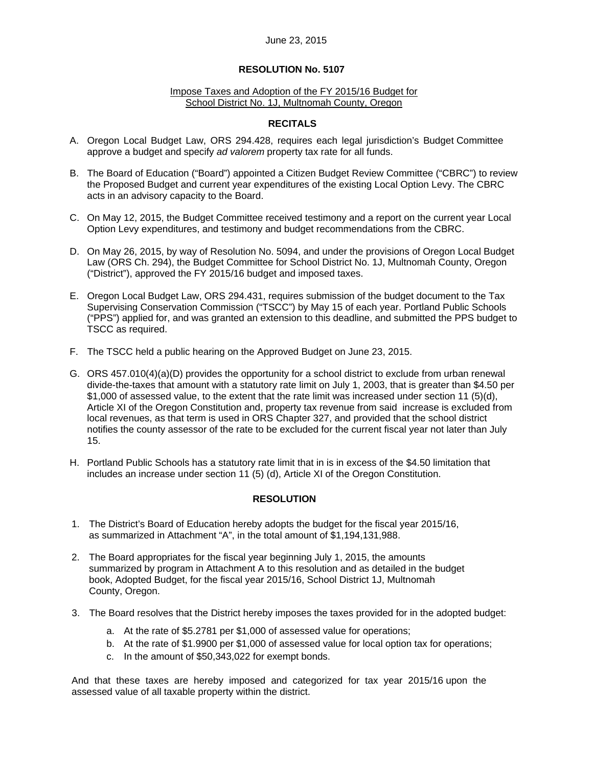June 23, 2015

**RESOLUTION No. 5107**

Impose Taxes and Adoption of the FY 2015/16 Budget for School District No. 1J, Multnomah County, Oregon

**RECITALS**

A. Oregon Local Budget Law, ORS 294.428, requires each legal jurisdiction's Budget Committee approve a budget and specify *ad valorem* property tax rate for all funds.

B. The Board of Education ("Board") appointed a Citizen Budget Review Committee ("CBRC") to review the Proposed Budget and current year expenditures of the existing Local Option Levy. The CBRC acts in an advisory capacity to the Board.

C. On May 12, 2015, the Budget Committee received testimony and a report on the current year Local Option Levy expenditures, and testimony and budget recommendations from the CBRC.

D. On May 26, 2015, by way of Resolution No. 5094, and under the provisions of Oregon Local Budget Law (ORS Ch. 294), the Budget Committee for School District No. 1J, Multnomah County, Oregon ("District"), approved the FY 2015/16 budget and imposed taxes.

E. Oregon Local Budget Law, ORS 294.431, requires submission of the budget document to the Tax Supervising Conservation Commission ("TSCC") by May 15 of each year. Portland Public Schools ("PPS") applied for, and was granted an extension to this deadline, and submitted the PPS budget to TSCC as required.

F. The TSCC held a public hearing on the Approved Budget on June 23, 2015.

G. ORS 457.010(4)(a)(D) provides the opportunity for a school district to exclude from urban renewal divide-the-taxes that amount with a statutory rate limit on July 1, 2003, that is greater than $4.50 per $1,000 of assessed value, to the extent that the rate limit was increased under section 11 (5)(d), Article XI of the Oregon Constitution and, property tax revenue from said increase is excluded from local revenues, as that term is used in ORS Chapter 327, and provided that the school district notifies the county assessor of the rate to be excluded for the current fiscal year not later than July 15.

H. Portland Public Schools has a statutory rate limit that in is in excess of the $4.50 limitation that includes an increase under section 11 (5) (d), Article XI of the Oregon Constitution.

**RESOLUTION**

1. The District's Board of Education hereby adopts the budget for the fiscal year 2015/16, as summarized in Attachment "A", in the total amount of $1,194,131,988.

2. The Board appropriates for the fiscal year beginning July 1, 2015, the amounts summarized by program in Attachment A to this resolution and as detailed in the budget book, Adopted Budget, for the fiscal year 2015/16, School District 1J, Multnomah County, Oregon.

3. The Board resolves that the District hereby imposes the taxes provided for in the adopted budget:

    a. At the rate of $5.2781 per $1,000 of assessed value for operations;

    b. At the rate of $1.9900 per $1,000 of assessed value for local option tax for operations;

    c. In the amount of $50,343,022 for exempt bonds.

And that these taxes are hereby imposed and categorized for tax year 2015/16 upon the assessed value of all taxable property within the district.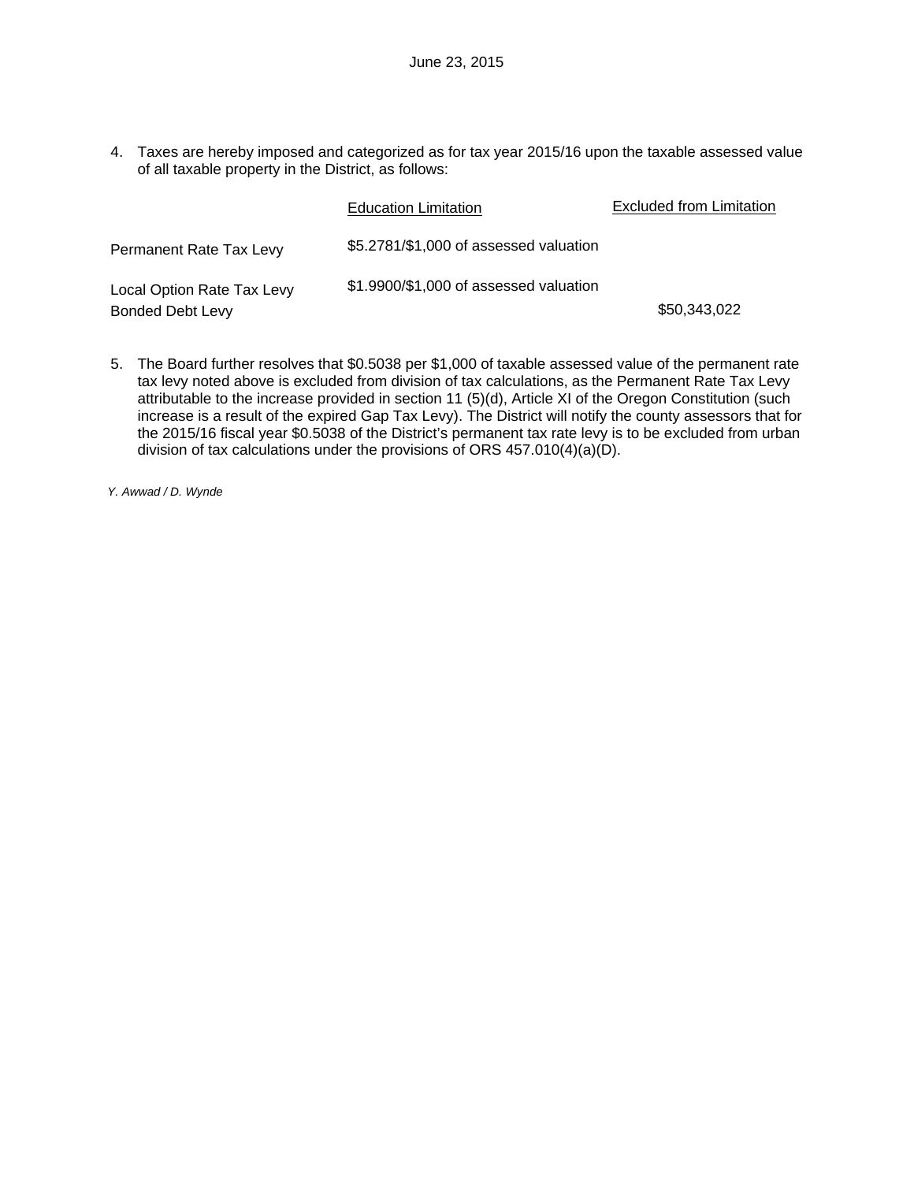June 23, 2015

4. Taxes are hereby imposed and categorized as for tax year 2015/16 upon the taxable assessed value of all taxable property in the District, as follows:

| | Education Limitation | Excluded from Limitation |
|---|---|---|
| Permanent Rate Tax Levy | $5.2781/$1,000 of assessed valuation | |
| Local Option Rate Tax Levy | $1.9900/$1,000 of assessed valuation | |
| Bonded Debt Levy | | $50,343,022 |

5. The Board further resolves that $0.5038 per $1,000 of taxable assessed value of the permanent rate tax levy noted above is excluded from division of tax calculations, as the Permanent Rate Tax Levy attributable to the increase provided in section 11 (5)(d), Article XI of the Oregon Constitution (such increase is a result of the expired Gap Tax Levy). The District will notify the county assessors that for the 2015/16 fiscal year $0.5038 of the District's permanent tax rate levy is to be excluded from urban division of tax calculations under the provisions of ORS 457.010(4)(a)(D).

*Y. Awwad / D. Wynde*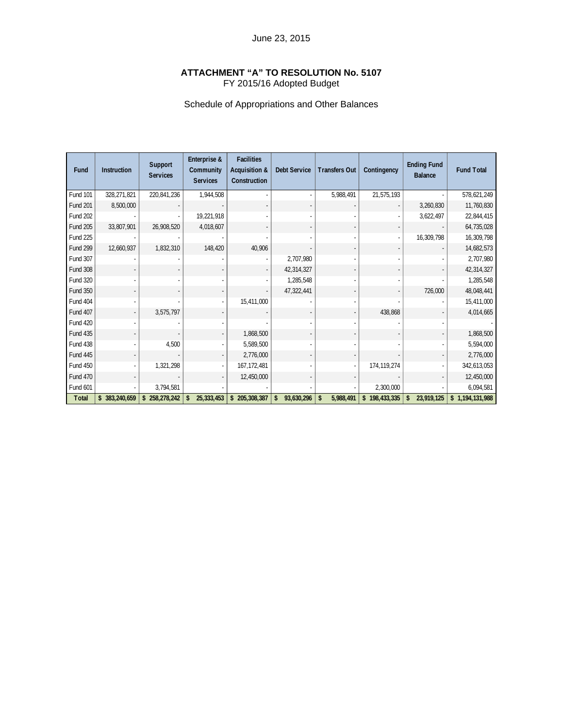June 23, 2015

**ATTACHMENT "A" TO RESOLUTION No. 5107**
FY 2015/16 Adopted Budget

Schedule of Appropriations and Other Balances

| Fund | Instruction | Support Services | Enterprise & Community Services | Facilities Acquisition & Construction | Debt Service | Transfers Out | Contingency | Ending Fund Balance | Fund Total |
|---|---|---|---|---|---|---|---|---|---|
| Fund 101 | 328,271,821 | 220,841,236 | 1,944,508 | - | - | 5,988,491 | 21,575,193 | - | 578,621,249 |
| Fund 201 | 8,500,000 | - | - | - | - | - | - | 3,260,830 | 11,760,830 |
| Fund 202 | - | - | 19,221,918 | - | - | - | - | 3,622,497 | 22,844,415 |
| Fund 205 | 33,807,901 | 26,908,520 | 4,018,607 | - | - | - | - | - | 64,735,028 |
| Fund 225 | - | - | - | - | - | - | - | 16,309,798 | 16,309,798 |
| Fund 299 | 12,660,937 | 1,832,310 | 148,420 | 40,906 | - | - | - | - | 14,682,573 |
| Fund 307 | - | - | - | - | 2,707,980 | - | - | - | 2,707,980 |
| Fund 308 | - | - | - | - | 42,314,327 | - | - | - | 42,314,327 |
| Fund 320 | - | - | - | - | 1,285,548 | - | - | - | 1,285,548 |
| Fund 350 | - | - | - | - | 47,322,441 | - | - | 726,000 | 48,048,441 |
| Fund 404 | - | - | - | 15,411,000 | - | - | - | - | 15,411,000 |
| Fund 407 | - | 3,575,797 | - | - | - | - | 438,868 | - | 4,014,665 |
| Fund 420 | - | - | - | - | - | - | - | - | - |
| Fund 435 | - | - | - | 1,868,500 | - | - | - | - | 1,868,500 |
| Fund 438 | - | 4,500 | - | 5,589,500 | - | - | - | - | 5,594,000 |
| Fund 445 | - | - | - | 2,776,000 | - | - | - | - | 2,776,000 |
| Fund 450 | - | 1,321,298 | - | 167,172,481 | - | - | 174,119,274 | - | 342,613,053 |
| Fund 470 | - | - | - | 12,450,000 | - | - | - | - | 12,450,000 |
| Fund 601 | - | 3,794,581 | - | - | - | - | 2,300,000 | - | 6,094,581 |
| **Total** | **$ 383,240,659** | **$ 258,278,242** | **$ 25,333,453** | **$ 205,308,387** | **$ 93,630,296** | **$ 5,988,491** | **$ 198,433,335** | **$ 23,919,125** | **$ 1,194,131,988** |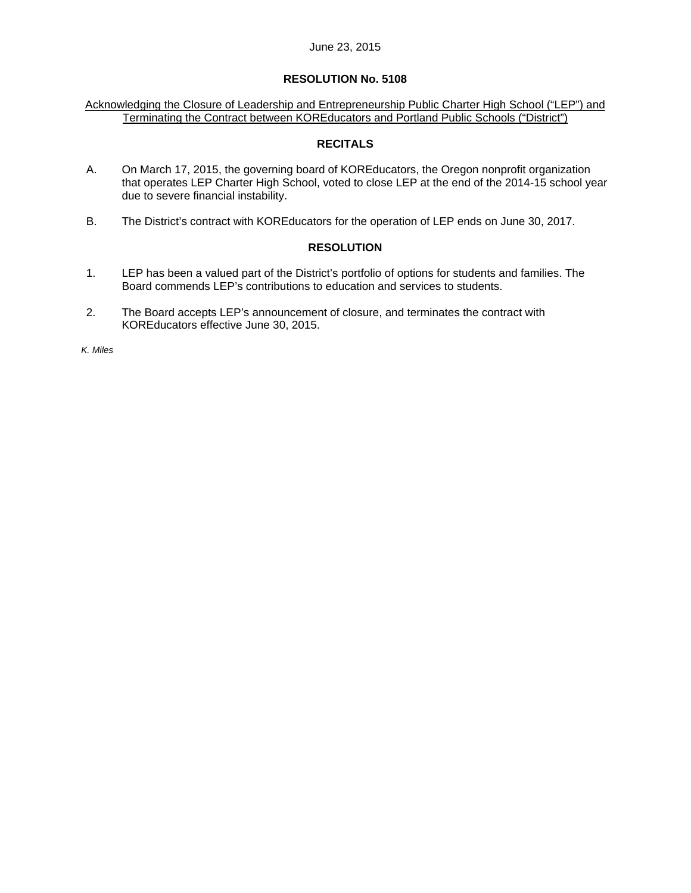June 23, 2015

**RESOLUTION No. 5108**

Acknowledging the Closure of Leadership and Entrepreneurship Public Charter High School ("LEP") and Terminating the Contract between KOREducators and Portland Public Schools ("District")

**RECITALS**

A. On March 17, 2015, the governing board of KOREducators, the Oregon nonprofit organization that operates LEP Charter High School, voted to close LEP at the end of the 2014-15 school year due to severe financial instability.

B. The District's contract with KOREducators for the operation of LEP ends on June 30, 2017.

**RESOLUTION**

1. LEP has been a valued part of the District's portfolio of options for students and families. The Board commends LEP's contributions to education and services to students.

2. The Board accepts LEP's announcement of closure, and terminates the contract with KOREducators effective June 30, 2015.

*K. Miles*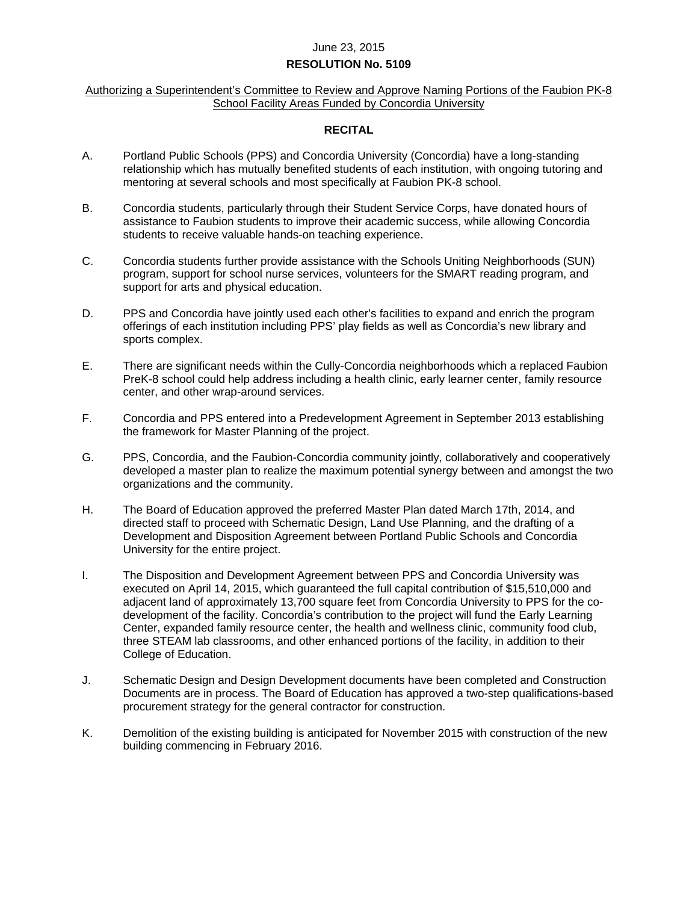June 23, 2015

**RESOLUTION No. 5109**

<u>Authorizing a Superintendent's Committee to Review and Approve Naming Portions of the Faubion PK-8 School Facility Areas Funded by Concordia University</u>

## RECITAL

A. Portland Public Schools (PPS) and Concordia University (Concordia) have a long-standing relationship which has mutually benefited students of each institution, with ongoing tutoring and mentoring at several schools and most specifically at Faubion PK-8 school.

B. Concordia students, particularly through their Student Service Corps, have donated hours of assistance to Faubion students to improve their academic success, while allowing Concordia students to receive valuable hands-on teaching experience.

C. Concordia students further provide assistance with the Schools Uniting Neighborhoods (SUN) program, support for school nurse services, volunteers for the SMART reading program, and support for arts and physical education.

D. PPS and Concordia have jointly used each other's facilities to expand and enrich the program offerings of each institution including PPS' play fields as well as Concordia's new library and sports complex.

E. There are significant needs within the Cully-Concordia neighborhoods which a replaced Faubion PreK-8 school could help address including a health clinic, early learner center, family resource center, and other wrap-around services.

F. Concordia and PPS entered into a Predevelopment Agreement in September 2013 establishing the framework for Master Planning of the project.

G. PPS, Concordia, and the Faubion-Concordia community jointly, collaboratively and cooperatively developed a master plan to realize the maximum potential synergy between and amongst the two organizations and the community.

H. The Board of Education approved the preferred Master Plan dated March 17th, 2014, and directed staff to proceed with Schematic Design, Land Use Planning, and the drafting of a Development and Disposition Agreement between Portland Public Schools and Concordia University for the entire project.

I. The Disposition and Development Agreement between PPS and Concordia University was executed on April 14, 2015, which guaranteed the full capital contribution of $15,510,000 and adjacent land of approximately 13,700 square feet from Concordia University to PPS for the co-development of the facility. Concordia's contribution to the project will fund the Early Learning Center, expanded family resource center, the health and wellness clinic, community food club, three STEAM lab classrooms, and other enhanced portions of the facility, in addition to their College of Education.

J. Schematic Design and Design Development documents have been completed and Construction Documents are in process. The Board of Education has approved a two-step qualifications-based procurement strategy for the general contractor for construction.

K. Demolition of the existing building is anticipated for November 2015 with construction of the new building commencing in February 2016.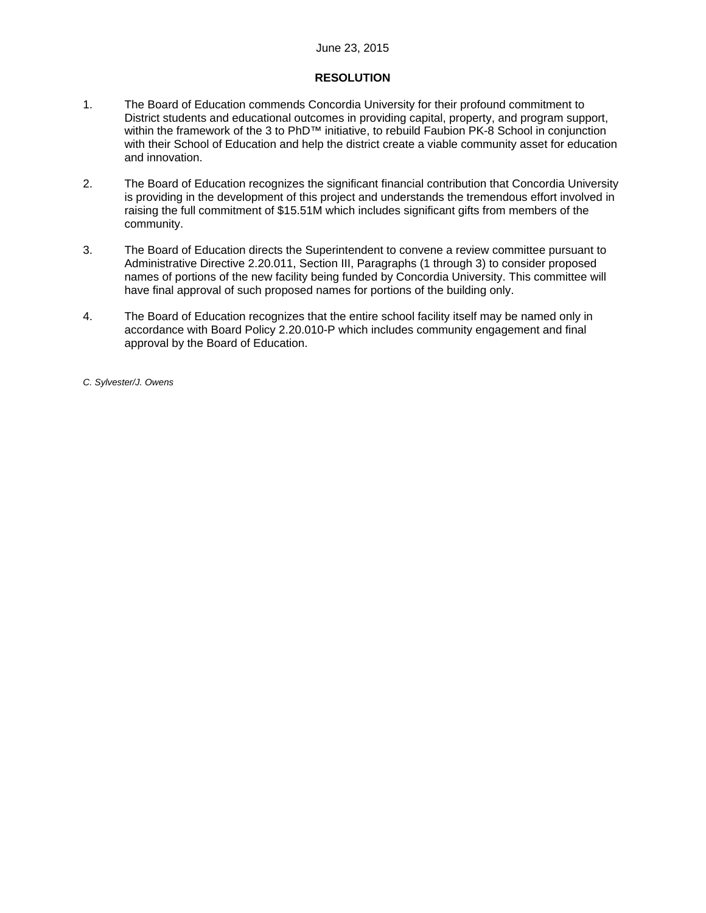June 23, 2015

**RESOLUTION**

1. The Board of Education commends Concordia University for their profound commitment to District students and educational outcomes in providing capital, property, and program support, within the framework of the 3 to PhD™ initiative, to rebuild Faubion PK-8 School in conjunction with their School of Education and help the district create a viable community asset for education and innovation.

2. The Board of Education recognizes the significant financial contribution that Concordia University is providing in the development of this project and understands the tremendous effort involved in raising the full commitment of $15.51M which includes significant gifts from members of the community.

3. The Board of Education directs the Superintendent to convene a review committee pursuant to Administrative Directive 2.20.011, Section III, Paragraphs (1 through 3) to consider proposed names of portions of the new facility being funded by Concordia University. This committee will have final approval of such proposed names for portions of the building only.

4. The Board of Education recognizes that the entire school facility itself may be named only in accordance with Board Policy 2.20.010-P which includes community engagement and final approval by the Board of Education.

*C. Sylvester/J. Owens*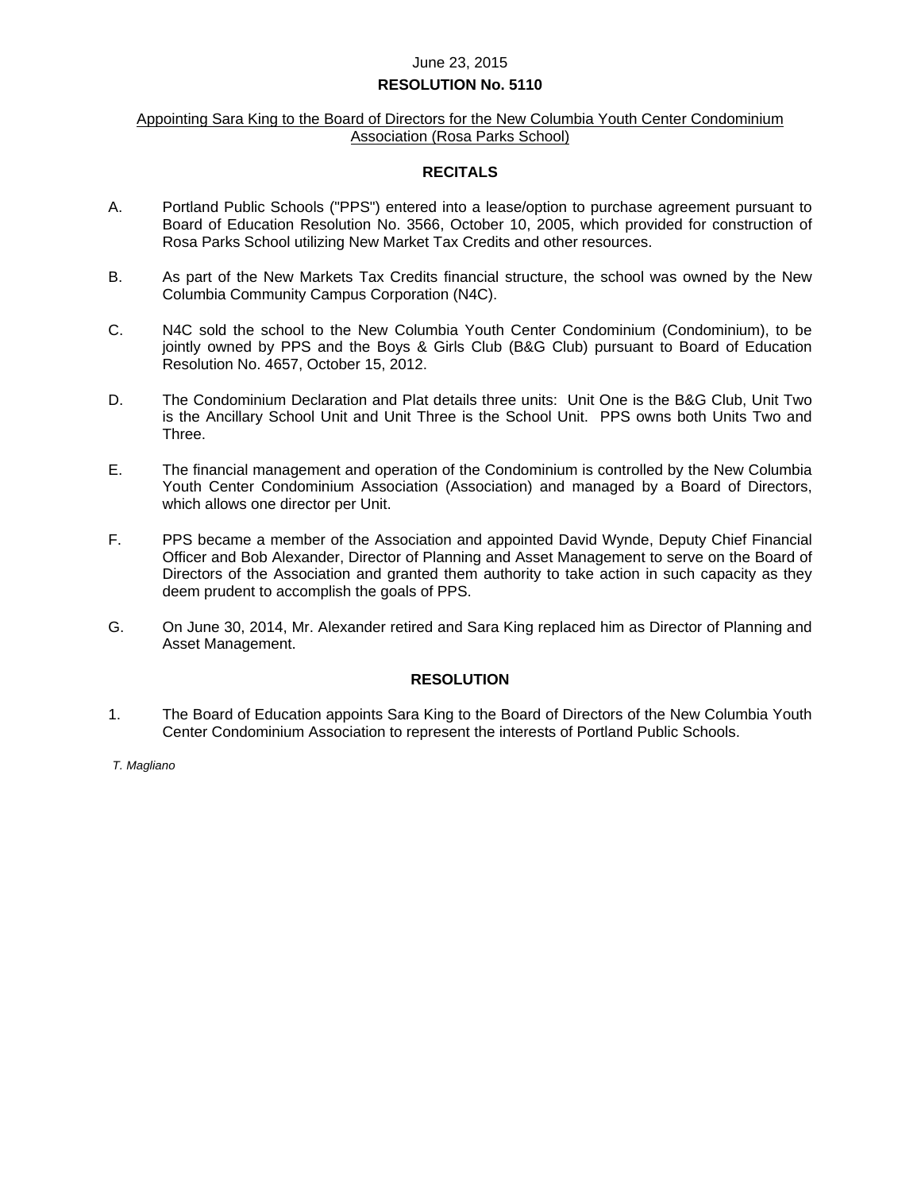June 23, 2015

**RESOLUTION No. 5110**

Appointing Sara King to the Board of Directors for the New Columbia Youth Center Condominium Association (Rosa Parks School)

**RECITALS**

A. Portland Public Schools ("PPS") entered into a lease/option to purchase agreement pursuant to Board of Education Resolution No. 3566, October 10, 2005, which provided for construction of Rosa Parks School utilizing New Market Tax Credits and other resources.

B. As part of the New Markets Tax Credits financial structure, the school was owned by the New Columbia Community Campus Corporation (N4C).

C. N4C sold the school to the New Columbia Youth Center Condominium (Condominium), to be jointly owned by PPS and the Boys & Girls Club (B&G Club) pursuant to Board of Education Resolution No. 4657, October 15, 2012.

D. The Condominium Declaration and Plat details three units: Unit One is the B&G Club, Unit Two is the Ancillary School Unit and Unit Three is the School Unit. PPS owns both Units Two and Three.

E. The financial management and operation of the Condominium is controlled by the New Columbia Youth Center Condominium Association (Association) and managed by a Board of Directors, which allows one director per Unit.

F. PPS became a member of the Association and appointed David Wynde, Deputy Chief Financial Officer and Bob Alexander, Director of Planning and Asset Management to serve on the Board of Directors of the Association and granted them authority to take action in such capacity as they deem prudent to accomplish the goals of PPS.

G. On June 30, 2014, Mr. Alexander retired and Sara King replaced him as Director of Planning and Asset Management.

**RESOLUTION**

1. The Board of Education appoints Sara King to the Board of Directors of the New Columbia Youth Center Condominium Association to represent the interests of Portland Public Schools.

*T. Magliano*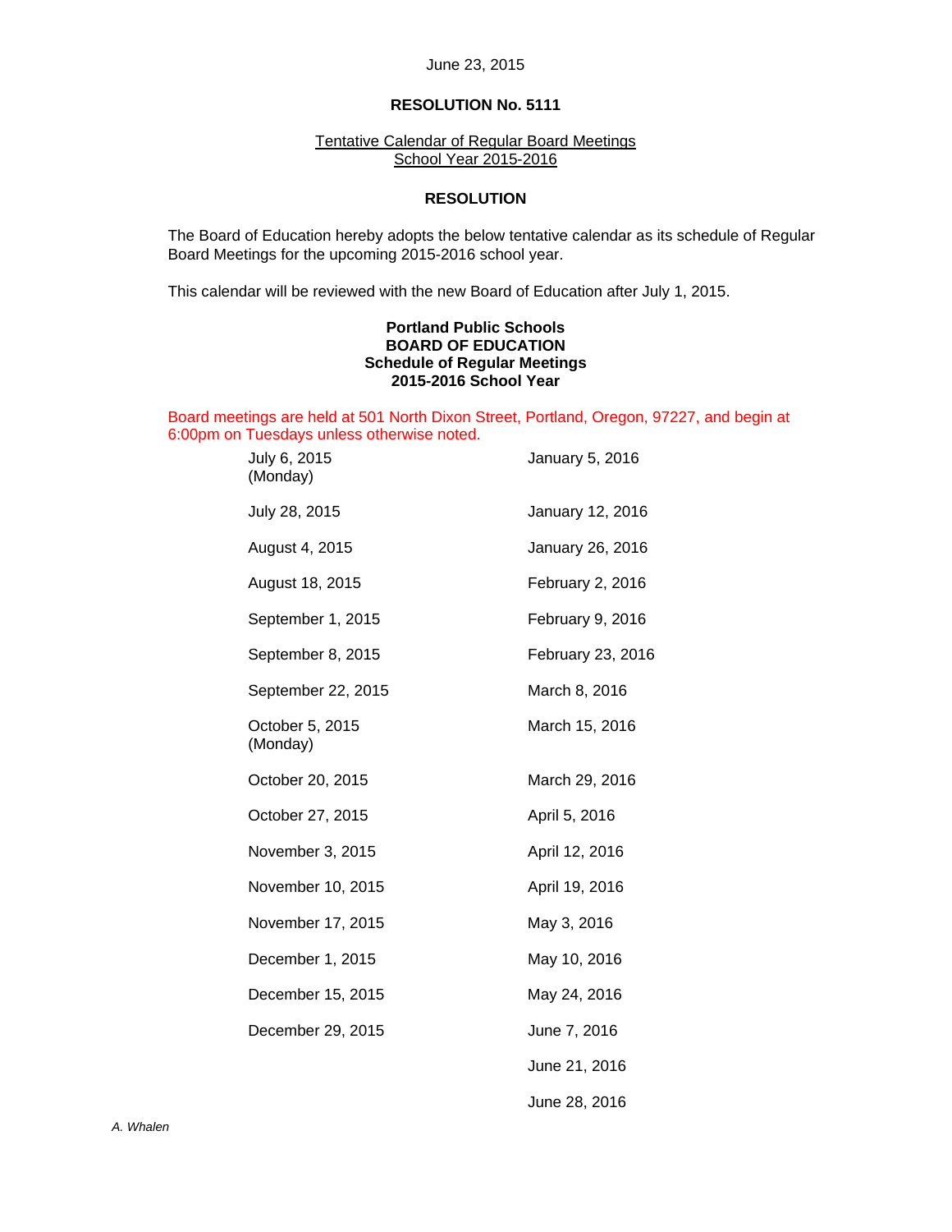June 23, 2015

**RESOLUTION No. 5111**

Tentative Calendar of Regular Board Meetings
School Year 2015-2016

**RESOLUTION**

The Board of Education hereby adopts the below tentative calendar as its schedule of Regular Board Meetings for the upcoming 2015-2016 school year.

This calendar will be reviewed with the new Board of Education after July 1, 2015.

**Portland Public Schools**
**BOARD OF EDUCATION**
**Schedule of Regular Meetings**
**2015-2016 School Year**

Board meetings are held at 501 North Dixon Street, Portland, Oregon, 97227, and begin at 6:00pm on Tuesdays unless otherwise noted.

| | |
|---|---|
| July 6, 2015 (Monday) | January 5, 2016 |
| July 28, 2015 | January 12, 2016 |
| August 4, 2015 | January 26, 2016 |
| August 18, 2015 | February 2, 2016 |
| September 1, 2015 | February 9, 2016 |
| September 8, 2015 | February 23, 2016 |
| September 22, 2015 | March 8, 2016 |
| October 5, 2015 (Monday) | March 15, 2016 |
| October 20, 2015 | March 29, 2016 |
| October 27, 2015 | April 5, 2016 |
| November 3, 2015 | April 12, 2016 |
| November 10, 2015 | April 19, 2016 |
| November 17, 2015 | May 3, 2016 |
| December 1, 2015 | May 10, 2016 |
| December 15, 2015 | May 24, 2016 |
| December 29, 2015 | June 7, 2016 |
| | June 21, 2016 |
| | June 28, 2016 |

*A. Whalen*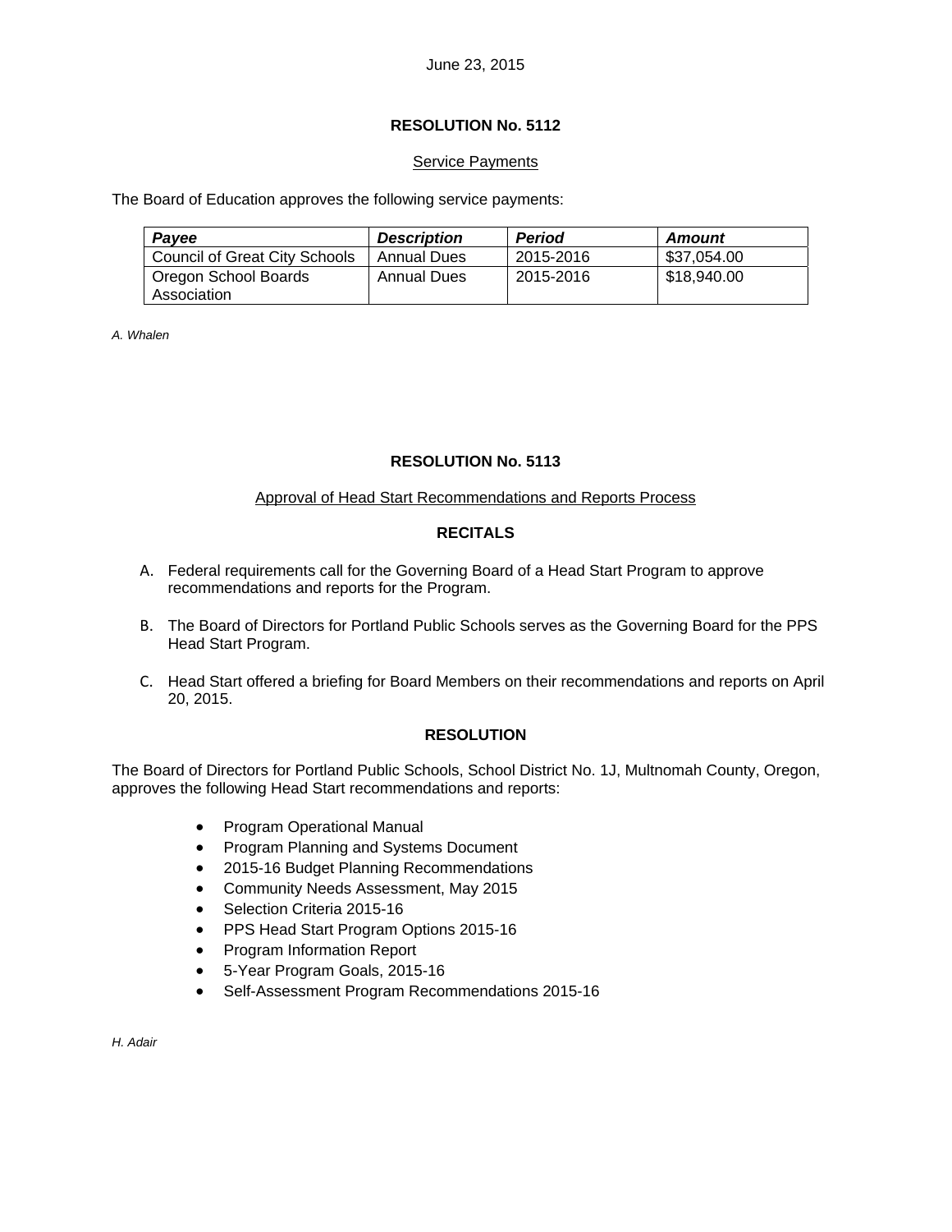June 23, 2015

## RESOLUTION No. 5112

Service Payments

The Board of Education approves the following service payments:

| Payee | Description | Period | Amount |
|---|---|---|---|
| Council of Great City Schools | Annual Dues | 2015-2016 | $37,054.00 |
| Oregon School Boards Association | Annual Dues | 2015-2016 | $18,940.00 |

*A. Whalen*

## RESOLUTION No. 5113

Approval of Head Start Recommendations and Reports Process

### RECITALS

A. Federal requirements call for the Governing Board of a Head Start Program to approve recommendations and reports for the Program.

B. The Board of Directors for Portland Public Schools serves as the Governing Board for the PPS Head Start Program.

C. Head Start offered a briefing for Board Members on their recommendations and reports on April 20, 2015.

### RESOLUTION

The Board of Directors for Portland Public Schools, School District No. 1J, Multnomah County, Oregon, approves the following Head Start recommendations and reports:

- Program Operational Manual
- Program Planning and Systems Document
- 2015-16 Budget Planning Recommendations
- Community Needs Assessment, May 2015
- Selection Criteria 2015-16
- PPS Head Start Program Options 2015-16
- Program Information Report
- 5-Year Program Goals, 2015-16
- Self-Assessment Program Recommendations 2015-16

*H. Adair*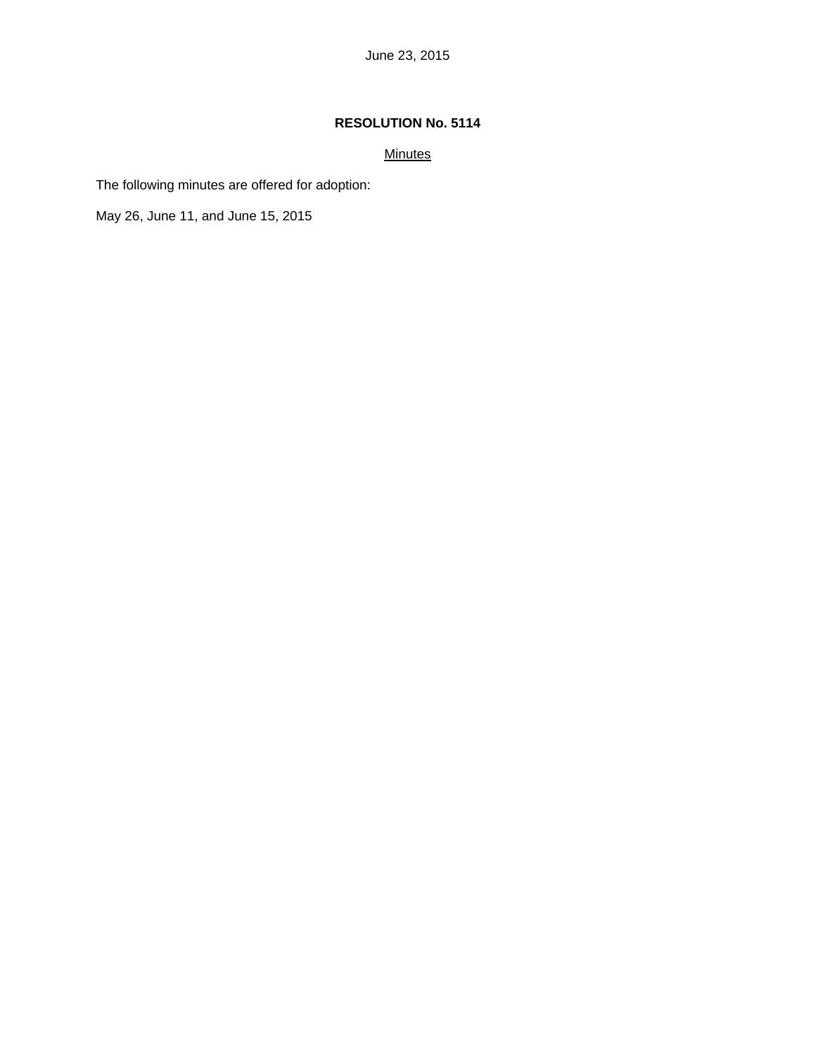June 23, 2015

**RESOLUTION No. 5114**

Minutes

The following minutes are offered for adoption:

May 26, June 11, and June 15, 2015